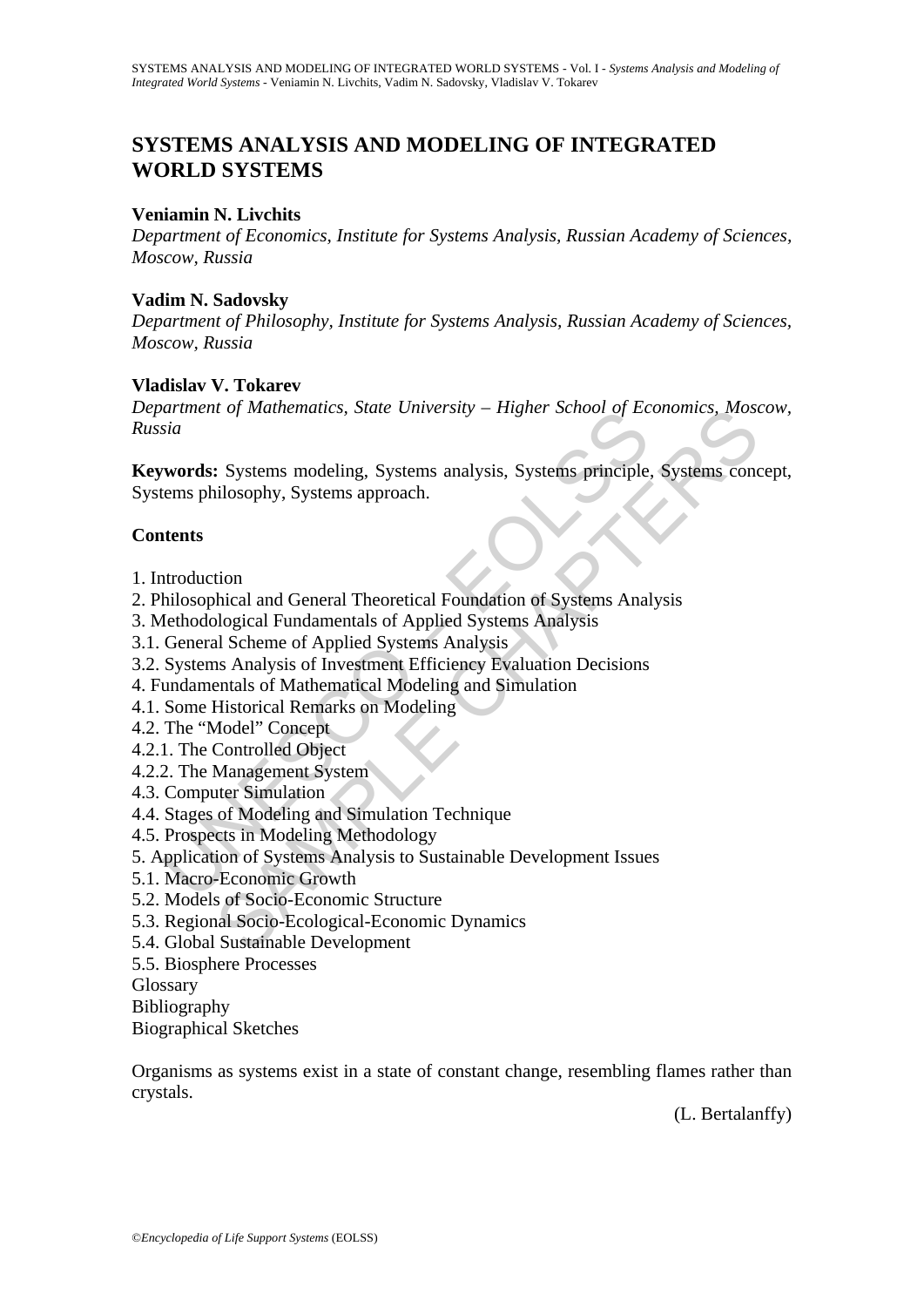# SYSTEMS ANALYSIS AND MODELING OF INTEGRATED WORLD SYSTEMS

**Veniamin N. Livchits**

*Department of Economics, Institute for Systems Analysis, Russian Academy of Sciences, Moscow, Russia*

**Vadim N. Sadovsky**

*Department of Philosophy, Institute for Systems Analysis, Russian Academy of Sciences, Moscow, Russia*

**Vladislav V. Tokarev**

*Department of Mathematics, State University – Higher School of Economics, Moscow, Russia*

**Keywords:** Systems modeling, Systems analysis, Systems principle, Systems concept, Systems philosophy, Systems approach.

## Contents

1. Introduction
2. Philosophical and General Theoretical Foundation of Systems Analysis
3. Methodological Fundamentals of Applied Systems Analysis
3.1. General Scheme of Applied Systems Analysis
3.2. Systems Analysis of Investment Efficiency Evaluation Decisions
4. Fundamentals of Mathematical Modeling and Simulation
4.1. Some Historical Remarks on Modeling
4.2. The "Model" Concept
4.2.1. The Controlled Object
4.2.2. The Management System
4.3. Computer Simulation
4.4. Stages of Modeling and Simulation Technique
4.5. Prospects in Modeling Methodology
5. Application of Systems Analysis to Sustainable Development Issues
5.1. Macro-Economic Growth
5.2. Models of Socio-Economic Structure
5.3. Regional Socio-Ecological-Economic Dynamics
5.4. Global Sustainable Development
5.5. Biosphere Processes
Glossary
Bibliography
Biographical Sketches

Organisms as systems exist in a state of constant change, resembling flames rather than crystals.

(L. Bertalanffy)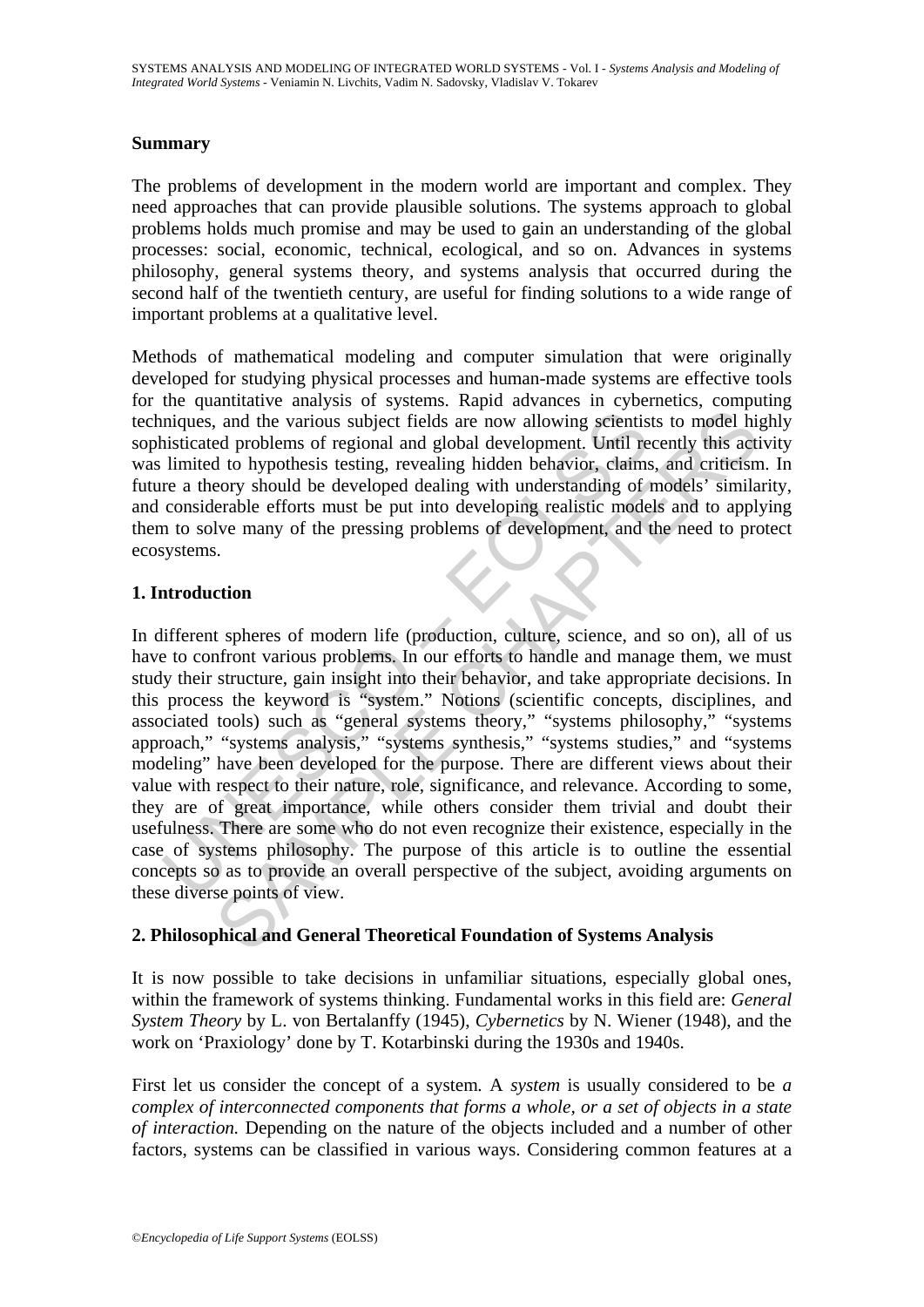## Summary

The problems of development in the modern world are important and complex. They need approaches that can provide plausible solutions. The systems approach to global problems holds much promise and may be used to gain an understanding of the global processes: social, economic, technical, ecological, and so on. Advances in systems philosophy, general systems theory, and systems analysis that occurred during the second half of the twentieth century, are useful for finding solutions to a wide range of important problems at a qualitative level.

Methods of mathematical modeling and computer simulation that were originally developed for studying physical processes and human-made systems are effective tools for the quantitative analysis of systems. Rapid advances in cybernetics, computing techniques, and the various subject fields are now allowing scientists to model highly sophisticated problems of regional and global development. Until recently this activity was limited to hypothesis testing, revealing hidden behavior, claims, and criticism. In future a theory should be developed dealing with understanding of models' similarity, and considerable efforts must be put into developing realistic models and to applying them to solve many of the pressing problems of development, and the need to protect ecosystems.

## 1. Introduction

In different spheres of modern life (production, culture, science, and so on), all of us have to confront various problems. In our efforts to handle and manage them, we must study their structure, gain insight into their behavior, and take appropriate decisions. In this process the keyword is "system." Notions (scientific concepts, disciplines, and associated tools) such as "general systems theory," "systems philosophy," "systems approach," "systems analysis," "systems synthesis," "systems studies," and "systems modeling" have been developed for the purpose. There are different views about their value with respect to their nature, role, significance, and relevance. According to some, they are of great importance, while others consider them trivial and doubt their usefulness. There are some who do not even recognize their existence, especially in the case of systems philosophy. The purpose of this article is to outline the essential concepts so as to provide an overall perspective of the subject, avoiding arguments on these diverse points of view.

## 2. Philosophical and General Theoretical Foundation of Systems Analysis

It is now possible to take decisions in unfamiliar situations, especially global ones, within the framework of systems thinking. Fundamental works in this field are: *General System Theory* by L. von Bertalanffy (1945), *Cybernetics* by N. Wiener (1948), and the work on 'Praxiology' done by T. Kotarbinski during the 1930s and 1940s.

First let us consider the concept of a system. A *system* is usually considered to be *a complex of interconnected components that forms a whole, or a set of objects in a state of interaction.* Depending on the nature of the objects included and a number of other factors, systems can be classified in various ways. Considering common features at a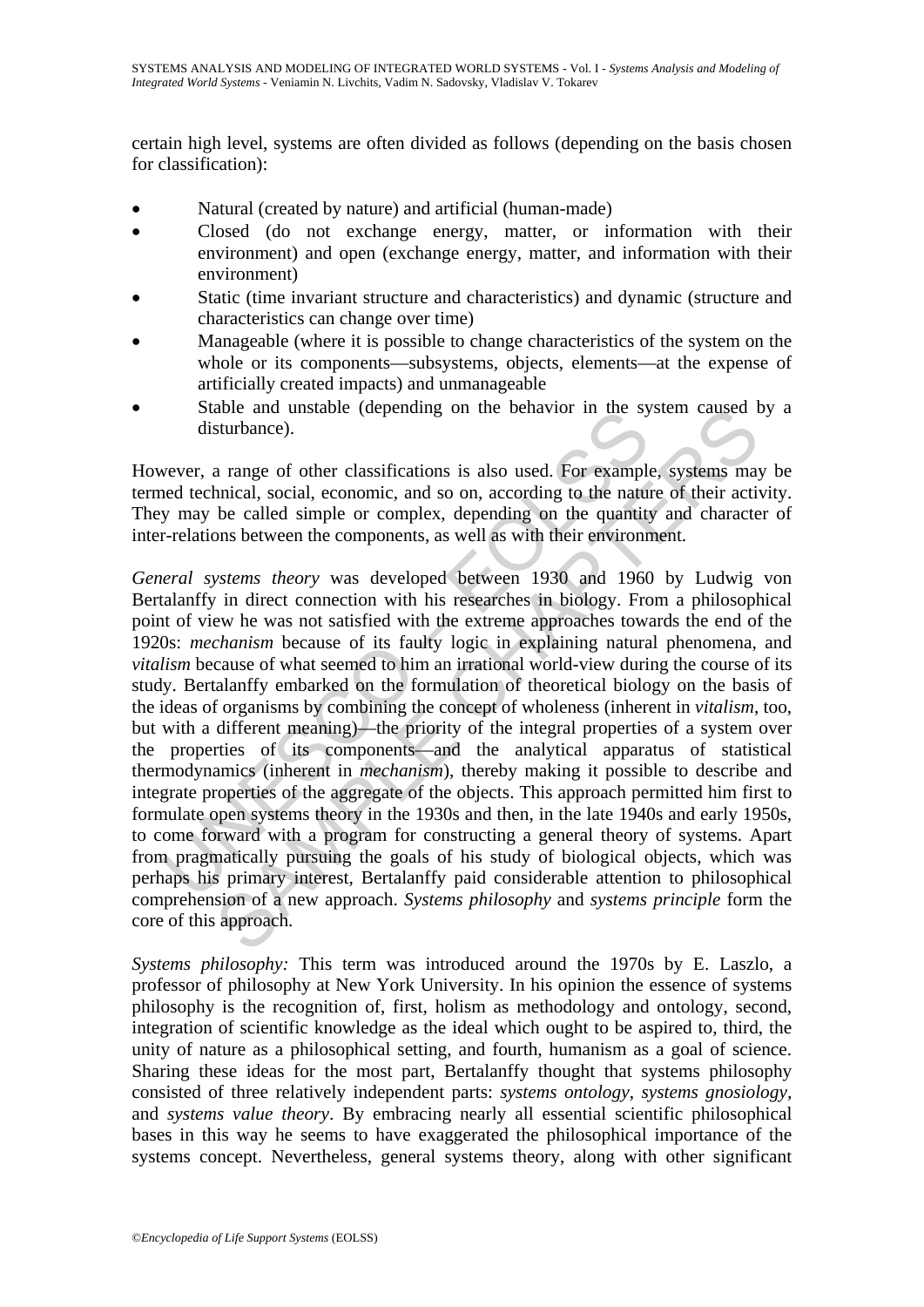certain high level, systems are often divided as follows (depending on the basis chosen for classification):

- Natural (created by nature) and artificial (human-made)
- Closed (do not exchange energy, matter, or information with their environment) and open (exchange energy, matter, and information with their environment)
- Static (time invariant structure and characteristics) and dynamic (structure and characteristics can change over time)
- Manageable (where it is possible to change characteristics of the system on the whole or its components—subsystems, objects, elements—at the expense of artificially created impacts) and unmanageable
- Stable and unstable (depending on the behavior in the system caused by a disturbance).

However, a range of other classifications is also used. For example, systems may be termed technical, social, economic, and so on, according to the nature of their activity. They may be called simple or complex, depending on the quantity and character of inter-relations between the components, as well as with their environment.

*General systems theory* was developed between 1930 and 1960 by Ludwig von Bertalanffy in direct connection with his researches in biology. From a philosophical point of view he was not satisfied with the extreme approaches towards the end of the 1920s: *mechanism* because of its faulty logic in explaining natural phenomena, and *vitalism* because of what seemed to him an irrational world-view during the course of its study. Bertalanffy embarked on the formulation of theoretical biology on the basis of the ideas of organisms by combining the concept of wholeness (inherent in *vitalism*, too, but with a different meaning)—the priority of the integral properties of a system over the properties of its components—and the analytical apparatus of statistical thermodynamics (inherent in *mechanism*), thereby making it possible to describe and integrate properties of the aggregate of the objects. This approach permitted him first to formulate open systems theory in the 1930s and then, in the late 1940s and early 1950s, to come forward with a program for constructing a general theory of systems. Apart from pragmatically pursuing the goals of his study of biological objects, which was perhaps his primary interest, Bertalanffy paid considerable attention to philosophical comprehension of a new approach. *Systems philosophy* and *systems principle* form the core of this approach.

*Systems philosophy:* This term was introduced around the 1970s by E. Laszlo, a professor of philosophy at New York University. In his opinion the essence of systems philosophy is the recognition of, first, holism as methodology and ontology, second, integration of scientific knowledge as the ideal which ought to be aspired to, third, the unity of nature as a philosophical setting, and fourth, humanism as a goal of science. Sharing these ideas for the most part, Bertalanffy thought that systems philosophy consisted of three relatively independent parts: *systems ontology*, *systems gnosiology*, and *systems value theory*. By embracing nearly all essential scientific philosophical bases in this way he seems to have exaggerated the philosophical importance of the systems concept. Nevertheless, general systems theory, along with other significant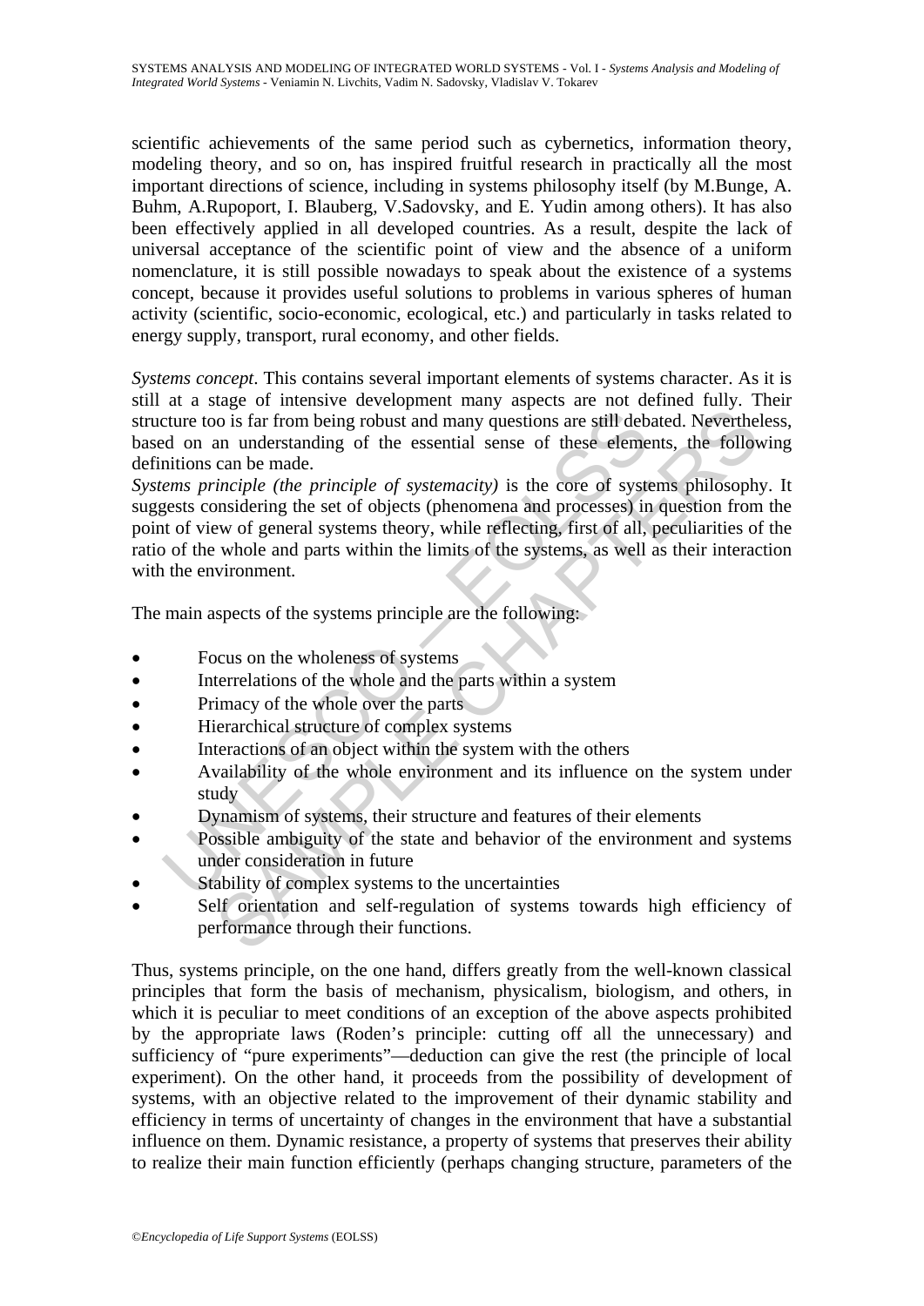scientific achievements of the same period such as cybernetics, information theory, modeling theory, and so on, has inspired fruitful research in practically all the most important directions of science, including in systems philosophy itself (by M.Bunge, A. Buhm, A.Rupoport, I. Blauberg, V.Sadovsky, and E. Yudin among others). It has also been effectively applied in all developed countries. As a result, despite the lack of universal acceptance of the scientific point of view and the absence of a uniform nomenclature, it is still possible nowadays to speak about the existence of a systems concept, because it provides useful solutions to problems in various spheres of human activity (scientific, socio-economic, ecological, etc.) and particularly in tasks related to energy supply, transport, rural economy, and other fields.

*Systems concept*. This contains several important elements of systems character. As it is still at a stage of intensive development many aspects are not defined fully. Their structure too is far from being robust and many questions are still debated. Nevertheless, based on an understanding of the essential sense of these elements, the following definitions can be made.

*Systems principle (the principle of systemacity)* is the core of systems philosophy. It suggests considering the set of objects (phenomena and processes) in question from the point of view of general systems theory, while reflecting, first of all, peculiarities of the ratio of the whole and parts within the limits of the systems, as well as their interaction with the environment.

The main aspects of the systems principle are the following:

- Focus on the wholeness of systems
- Interrelations of the whole and the parts within a system
- Primacy of the whole over the parts
- Hierarchical structure of complex systems
- Interactions of an object within the system with the others
- Availability of the whole environment and its influence on the system under study
- Dynamism of systems, their structure and features of their elements
- Possible ambiguity of the state and behavior of the environment and systems under consideration in future
- Stability of complex systems to the uncertainties
- Self orientation and self-regulation of systems towards high efficiency of performance through their functions.

Thus, systems principle, on the one hand, differs greatly from the well-known classical principles that form the basis of mechanism, physicalism, biologism, and others, in which it is peculiar to meet conditions of an exception of the above aspects prohibited by the appropriate laws (Roden's principle: cutting off all the unnecessary) and sufficiency of "pure experiments"—deduction can give the rest (the principle of local experiment). On the other hand, it proceeds from the possibility of development of systems, with an objective related to the improvement of their dynamic stability and efficiency in terms of uncertainty of changes in the environment that have a substantial influence on them. Dynamic resistance, a property of systems that preserves their ability to realize their main function efficiently (perhaps changing structure, parameters of the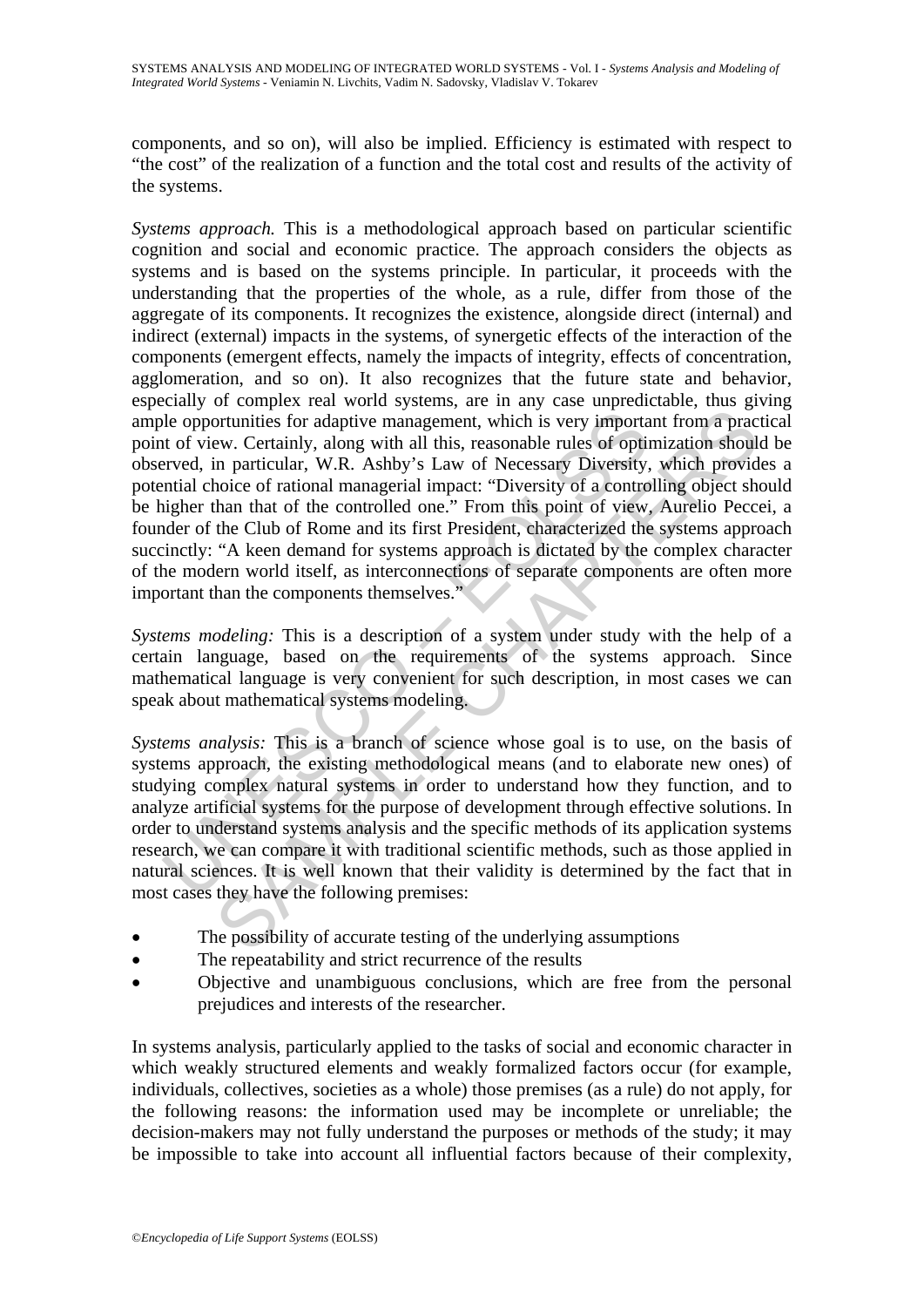components, and so on), will also be implied. Efficiency is estimated with respect to "the cost" of the realization of a function and the total cost and results of the activity of the systems.

*Systems approach.* This is a methodological approach based on particular scientific cognition and social and economic practice. The approach considers the objects as systems and is based on the systems principle. In particular, it proceeds with the understanding that the properties of the whole, as a rule, differ from those of the aggregate of its components. It recognizes the existence, alongside direct (internal) and indirect (external) impacts in the systems, of synergetic effects of the interaction of the components (emergent effects, namely the impacts of integrity, effects of concentration, agglomeration, and so on). It also recognizes that the future state and behavior, especially of complex real world systems, are in any case unpredictable, thus giving ample opportunities for adaptive management, which is very important from a practical point of view. Certainly, along with all this, reasonable rules of optimization should be observed, in particular, W.R. Ashby's Law of Necessary Diversity, which provides a potential choice of rational managerial impact: "Diversity of a controlling object should be higher than that of the controlled one." From this point of view, Aurelio Peccei, a founder of the Club of Rome and its first President, characterized the systems approach succinctly: "A keen demand for systems approach is dictated by the complex character of the modern world itself, as interconnections of separate components are often more important than the components themselves."

*Systems modeling:* This is a description of a system under study with the help of a certain language, based on the requirements of the systems approach. Since mathematical language is very convenient for such description, in most cases we can speak about mathematical systems modeling.

*Systems analysis:* This is a branch of science whose goal is to use, on the basis of systems approach, the existing methodological means (and to elaborate new ones) of studying complex natural systems in order to understand how they function, and to analyze artificial systems for the purpose of development through effective solutions. In order to understand systems analysis and the specific methods of its application systems research, we can compare it with traditional scientific methods, such as those applied in natural sciences. It is well known that their validity is determined by the fact that in most cases they have the following premises:

- The possibility of accurate testing of the underlying assumptions
- The repeatability and strict recurrence of the results
- Objective and unambiguous conclusions, which are free from the personal prejudices and interests of the researcher.

In systems analysis, particularly applied to the tasks of social and economic character in which weakly structured elements and weakly formalized factors occur (for example, individuals, collectives, societies as a whole) those premises (as a rule) do not apply, for the following reasons: the information used may be incomplete or unreliable; the decision-makers may not fully understand the purposes or methods of the study; it may be impossible to take into account all influential factors because of their complexity,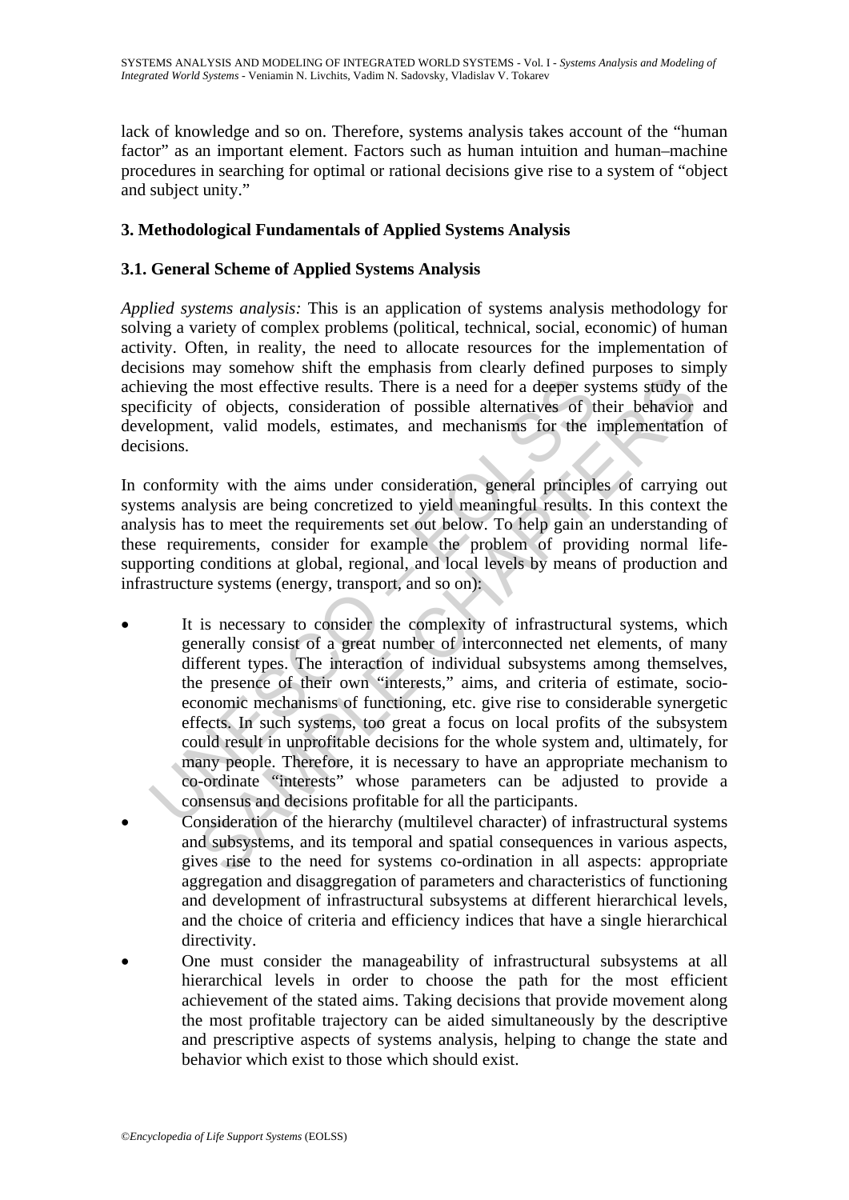lack of knowledge and so on. Therefore, systems analysis takes account of the "human factor" as an important element. Factors such as human intuition and human–machine procedures in searching for optimal or rational decisions give rise to a system of "object and subject unity."

## 3. Methodological Fundamentals of Applied Systems Analysis

### 3.1. General Scheme of Applied Systems Analysis

*Applied systems analysis:* This is an application of systems analysis methodology for solving a variety of complex problems (political, technical, social, economic) of human activity. Often, in reality, the need to allocate resources for the implementation of decisions may somehow shift the emphasis from clearly defined purposes to simply achieving the most effective results. There is a need for a deeper systems study of the specificity of objects, consideration of possible alternatives of their behavior and development, valid models, estimates, and mechanisms for the implementation of decisions.

In conformity with the aims under consideration, general principles of carrying out systems analysis are being concretized to yield meaningful results. In this context the analysis has to meet the requirements set out below. To help gain an understanding of these requirements, consider for example the problem of providing normal life-supporting conditions at global, regional, and local levels by means of production and infrastructure systems (energy, transport, and so on):

- It is necessary to consider the complexity of infrastructural systems, which generally consist of a great number of interconnected net elements, of many different types. The interaction of individual subsystems among themselves, the presence of their own "interests," aims, and criteria of estimate, socio-economic mechanisms of functioning, etc. give rise to considerable synergetic effects. In such systems, too great a focus on local profits of the subsystem could result in unprofitable decisions for the whole system and, ultimately, for many people. Therefore, it is necessary to have an appropriate mechanism to co-ordinate "interests" whose parameters can be adjusted to provide a consensus and decisions profitable for all the participants.
- Consideration of the hierarchy (multilevel character) of infrastructural systems and subsystems, and its temporal and spatial consequences in various aspects, gives rise to the need for systems co-ordination in all aspects: appropriate aggregation and disaggregation of parameters and characteristics of functioning and development of infrastructural subsystems at different hierarchical levels, and the choice of criteria and efficiency indices that have a single hierarchical directivity.
- One must consider the manageability of infrastructural subsystems at all hierarchical levels in order to choose the path for the most efficient achievement of the stated aims. Taking decisions that provide movement along the most profitable trajectory can be aided simultaneously by the descriptive and prescriptive aspects of systems analysis, helping to change the state and behavior which exist to those which should exist.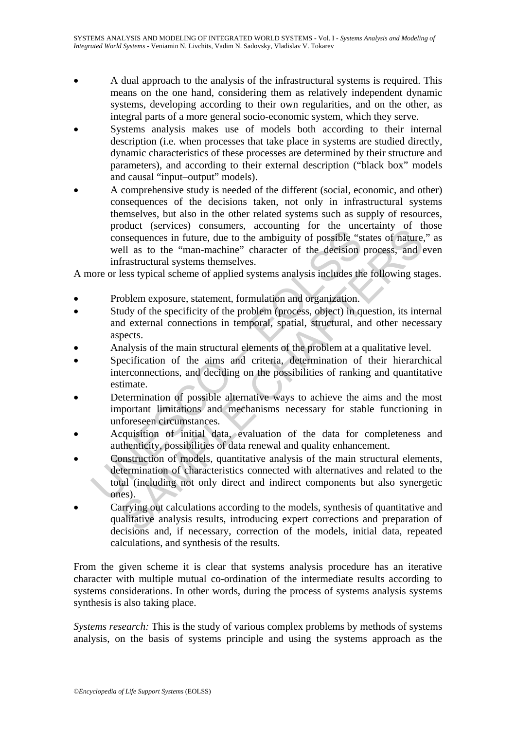- A dual approach to the analysis of the infrastructural systems is required. This means on the one hand, considering them as relatively independent dynamic systems, developing according to their own regularities, and on the other, as integral parts of a more general socio-economic system, which they serve.
- Systems analysis makes use of models both according to their internal description (i.e. when processes that take place in systems are studied directly, dynamic characteristics of these processes are determined by their structure and parameters), and according to their external description ("black box" models and causal "input–output" models).
- A comprehensive study is needed of the different (social, economic, and other) consequences of the decisions taken, not only in infrastructural systems themselves, but also in the other related systems such as supply of resources, product (services) consumers, accounting for the uncertainty of those consequences in future, due to the ambiguity of possible "states of nature," as well as to the "man-machine" character of the decision process, and even infrastructural systems themselves.

A more or less typical scheme of applied systems analysis includes the following stages.

- Problem exposure, statement, formulation and organization.
- Study of the specificity of the problem (process, object) in question, its internal and external connections in temporal, spatial, structural, and other necessary aspects.
- Analysis of the main structural elements of the problem at a qualitative level.
- Specification of the aims and criteria, determination of their hierarchical interconnections, and deciding on the possibilities of ranking and quantitative estimate.
- Determination of possible alternative ways to achieve the aims and the most important limitations and mechanisms necessary for stable functioning in unforeseen circumstances.
- Acquisition of initial data, evaluation of the data for completeness and authenticity, possibilities of data renewal and quality enhancement.
- Construction of models, quantitative analysis of the main structural elements, determination of characteristics connected with alternatives and related to the total (including not only direct and indirect components but also synergetic ones).
- Carrying out calculations according to the models, synthesis of quantitative and qualitative analysis results, introducing expert corrections and preparation of decisions and, if necessary, correction of the models, initial data, repeated calculations, and synthesis of the results.

From the given scheme it is clear that systems analysis procedure has an iterative character with multiple mutual co-ordination of the intermediate results according to systems considerations. In other words, during the process of systems analysis systems synthesis is also taking place.

*Systems research:* This is the study of various complex problems by methods of systems analysis, on the basis of systems principle and using the systems approach as the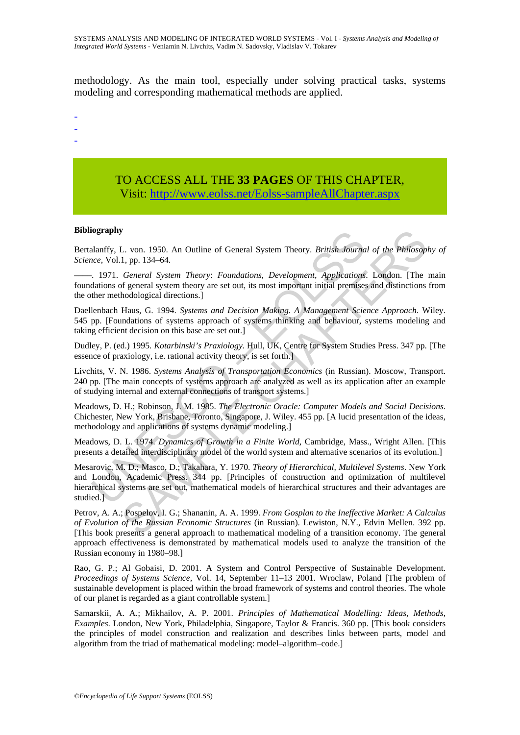methodology. As the main tool, especially under solving practical tasks, systems modeling and corresponding mathematical methods are applied.

-
-
-

TO ACCESS ALL THE **33 PAGES** OF THIS CHAPTER,
Visit: http://www.eolss.net/Eolss-sampleAllChapter.aspx

**Bibliography**

Bertalanffy, L. von. 1950. An Outline of General System Theory. *British Journal of the Philosophy of Science*, Vol.1, pp. 134–64.

——. 1971. *General System Theory*: *Foundations, Development, Applications*. London. [The main foundations of general system theory are set out, its most important initial premises and distinctions from the other methodological directions.]

Daellenbach Haus, G. 1994. *Systems and Decision Making. A Management Science Approach*. Wiley. 545 pp. [Foundations of systems approach of systems thinking and behaviour, systems modeling and taking efficient decision on this base are set out.]

Dudley, P. (ed.) 1995. *Kotarbinski's Praxiology.* Hull, UK, Centre for System Studies Press. 347 pp. [The essence of praxiology, i.e. rational activity theory, is set forth.]

Livchits, V. N. 1986. *Systems Analysis of Transportation Economics* (in Russian). Moscow, Transport. 240 pp. [The main concepts of systems approach are analyzed as well as its application after an example of studying internal and external connections of transport systems.]

Meadows, D. H.; Robinson, J. M. 1985. *The Electronic Oracle: Computer Models and Social Decisions*. Chichester, New York, Brisbane, Toronto, Singapore, J. Wiley. 455 pp. [A lucid presentation of the ideas, methodology and applications of systems dynamic modeling.]

Meadows, D. L. 1974. *Dynamics of Growth in a Finite World*, Cambridge, Mass., Wright Allen. [This presents a detailed interdisciplinary model of the world system and alternative scenarios of its evolution.]

Mesarovic, M. D.; Masco, D.; Takahara, Y. 1970. *Theory of Hierarchical, Multilevel Systems*. New York and London, Academic Press. 344 pp. [Principles of construction and optimization of multilevel hierarchical systems are set out, mathematical models of hierarchical structures and their advantages are studied.]

Petrov, A. A.; Pospelov, I. G.; Shananin, A. A. 1999. *From Gosplan to the Ineffective Market: A Calculus of Evolution of the Russian Economic Structures* (in Russian). Lewiston, N.Y., Edvin Mellen. 392 pp. [This book presents a general approach to mathematical modeling of a transition economy. The general approach effectiveness is demonstrated by mathematical models used to analyze the transition of the Russian economy in 1980–98.]

Rao, G. P.; Al Gobaisi, D. 2001. A System and Control Perspective of Sustainable Development. *Proceedings of Systems Science*, Vol. 14, September 11–13 2001. Wroclaw, Poland [The problem of sustainable development is placed within the broad framework of systems and control theories. The whole of our planet is regarded as a giant controllable system.]

Samarskii, A. A.; Mikhailov, A. P. 2001. *Principles of Mathematical Modelling: Ideas, Methods, Examples*. London, New York, Philadelphia, Singapore, Taylor & Francis. 360 pp. [This book considers the principles of model construction and realization and describes links between parts, model and algorithm from the triad of mathematical modeling: model–algorithm–code.]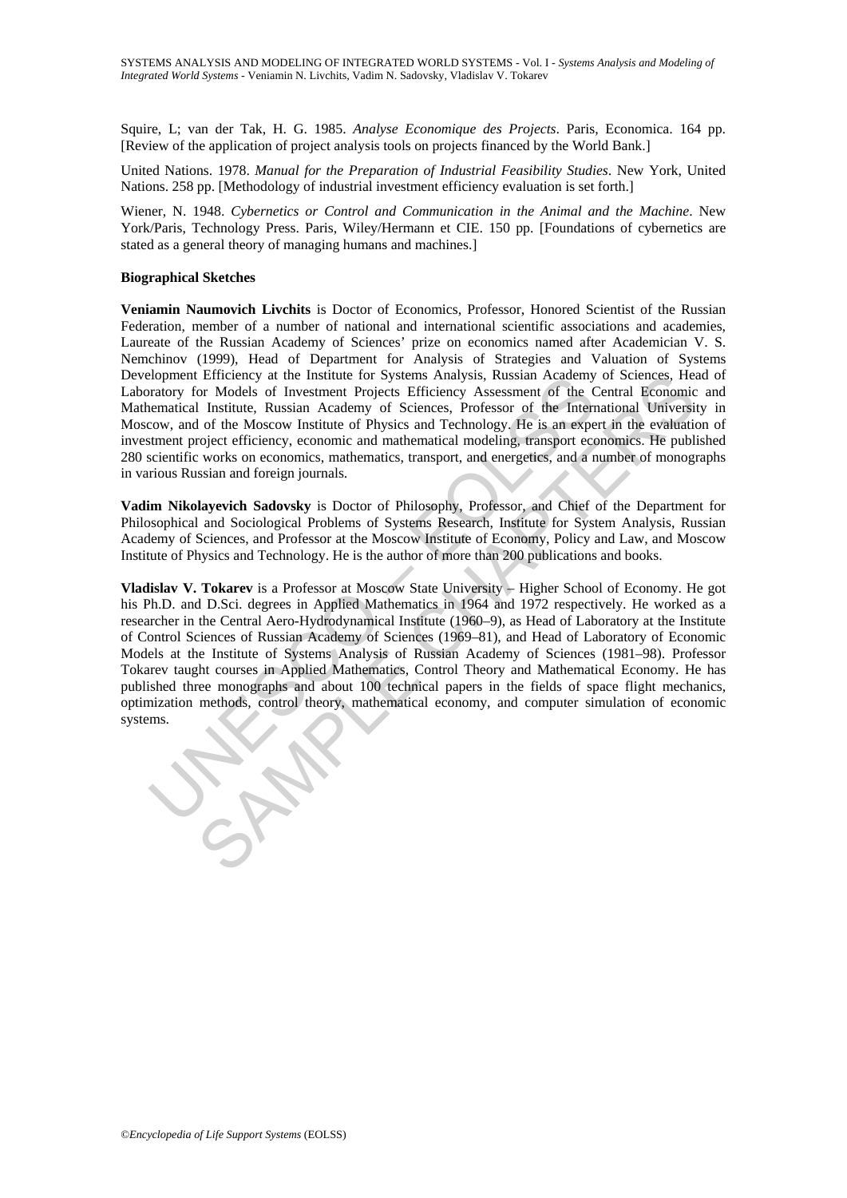Squire, L; van der Tak, H. G. 1985. *Analyse Economique des Projects*. Paris, Economica. 164 pp. [Review of the application of project analysis tools on projects financed by the World Bank.]

United Nations. 1978. *Manual for the Preparation of Industrial Feasibility Studies*. New York, United Nations. 258 pp. [Methodology of industrial investment efficiency evaluation is set forth.]

Wiener, N. 1948. *Cybernetics or Control and Communication in the Animal and the Machine*. New York/Paris, Technology Press. Paris, Wiley/Hermann et CIE. 150 pp. [Foundations of cybernetics are stated as a general theory of managing humans and machines.]

**Biographical Sketches**

**Veniamin Naumovich Livchits** is Doctor of Economics, Professor, Honored Scientist of the Russian Federation, member of a number of national and international scientific associations and academies, Laureate of the Russian Academy of Sciences' prize on economics named after Academician V. S. Nemchinov (1999), Head of Department for Analysis of Strategies and Valuation of Systems Development Efficiency at the Institute for Systems Analysis, Russian Academy of Sciences, Head of Laboratory for Models of Investment Projects Efficiency Assessment of the Central Economic and Mathematical Institute, Russian Academy of Sciences, Professor of the International University in Moscow, and of the Moscow Institute of Physics and Technology. He is an expert in the evaluation of investment project efficiency, economic and mathematical modeling, transport economics. He published 280 scientific works on economics, mathematics, transport, and energetics, and a number of monographs in various Russian and foreign journals.

**Vadim Nikolayevich Sadovsky** is Doctor of Philosophy, Professor, and Chief of the Department for Philosophical and Sociological Problems of Systems Research, Institute for System Analysis, Russian Academy of Sciences, and Professor at the Moscow Institute of Economy, Policy and Law, and Moscow Institute of Physics and Technology. He is the author of more than 200 publications and books.

**Vladislav V. Tokarev** is a Professor at Moscow State University – Higher School of Economy. He got his Ph.D. and D.Sci. degrees in Applied Mathematics in 1964 and 1972 respectively. He worked as a researcher in the Central Aero-Hydrodynamical Institute (1960–9), as Head of Laboratory at the Institute of Control Sciences of Russian Academy of Sciences (1969–81), and Head of Laboratory of Economic Models at the Institute of Systems Analysis of Russian Academy of Sciences (1981–98). Professor Tokarev taught courses in Applied Mathematics, Control Theory and Mathematical Economy. He has published three monographs and about 100 technical papers in the fields of space flight mechanics, optimization methods, control theory, mathematical economy, and computer simulation of economic systems.